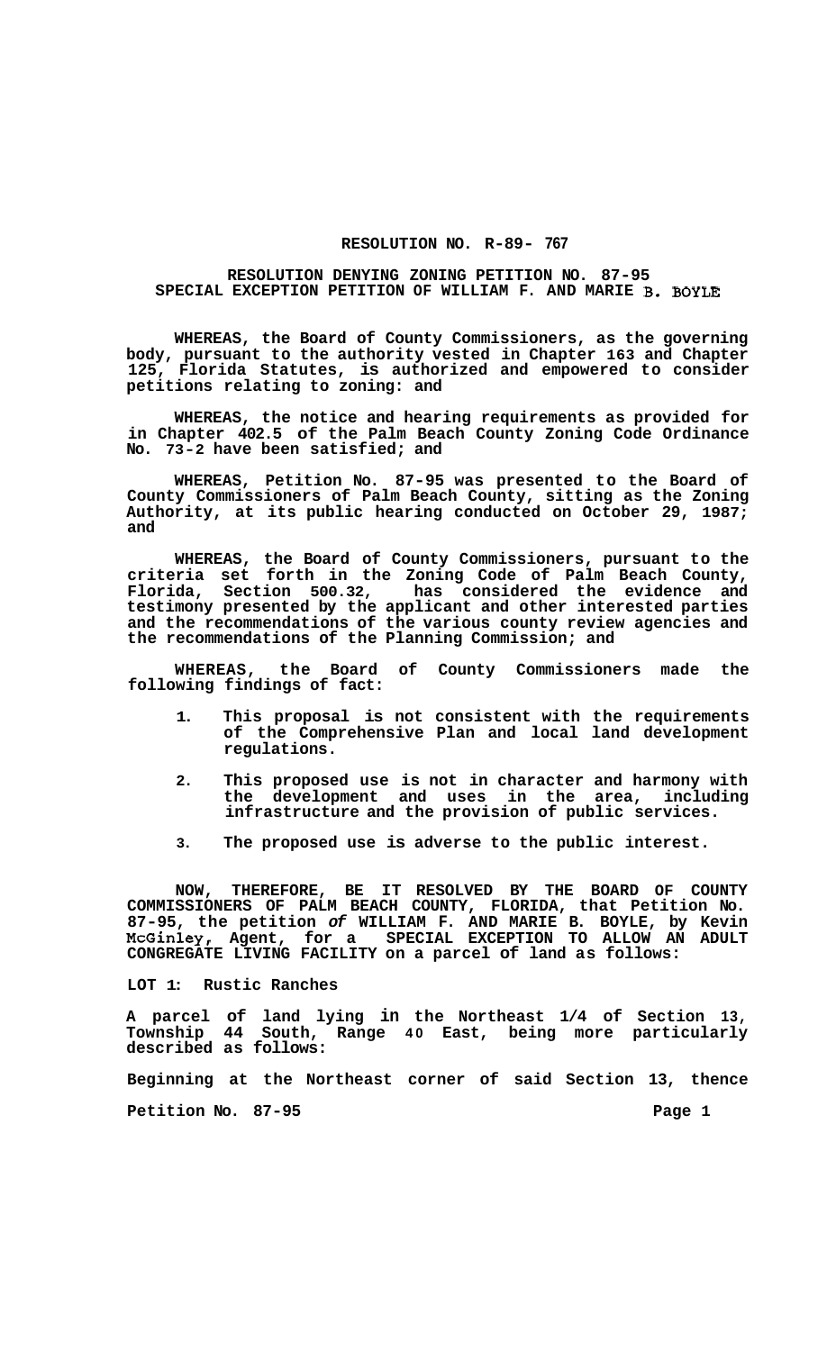# RESOLUTION NO. R-89- 767

## RESOLUTION DENYING ZONING PETITION NO. 87-95 SPECIAL EXCEPTION PETITION OF WILLIAM F. AND MARIE B. BOYLE

**WHEREAS, the Board of County Commissioners, as the governing body, pursuant to the authority vested in Chapter 163 and Chapter 125, Florida Statutes, is authorized and empowered to consider petitions relating to zoning: and**

**WHEREAS, the notice and hearing requirements as provided for in Chapter 402.5 of the Palm Beach County Zoning Code Ordinance No. 73-2 have been satisfied; and**

**WHEREAS, Petition No. 87-95 was presented to the Board of County Commissioners of Palm Beach County, sitting as the Zoning Authority, at its public hearing conducted on October 29, 1987; and**

**WHEREAS, the Board of County Commissioners, pursuant to the criteria set forth in the Zoning Code of Palm Beach County, Florida, Section 500.32, has considered the evidence and testimony presented by the applicant and other interested parties and the recommendations of the various county review agencies and the recommendations of the Planning Commission; and**

**WHEREAS, the Board of County Commissioners made the following findings of fact:**

1. **This proposal is not consistent with the requirements of the Comprehensive Plan and local land development regulations.**
2. **This proposed use is not in character and harmony with the development and uses in the area, including infrastructure and the provision of public services.**
3. **The proposed use is adverse to the public interest.**

**NOW, THEREFORE, BE IT RESOLVED BY THE BOARD OF COUNTY COMMISSIONERS OF PALM BEACH COUNTY, FLORIDA, that Petition No. 87-95, the petition *of* WILLIAM F. AND MARIE B. BOYLE, by Kevin McGinley, Agent, for a SPECIAL EXCEPTION TO ALLOW AN ADULT CONGREGATE LIVING FACILITY on a parcel of land as follows:**

**LOT 1: Rustic Ranches**

**A parcel of land lying in the Northeast 1/4 of Section 13, Township 44 South, Range 40 East, being more particularly described as follows:**

**Beginning at the Northeast corner of said Section 13, thence**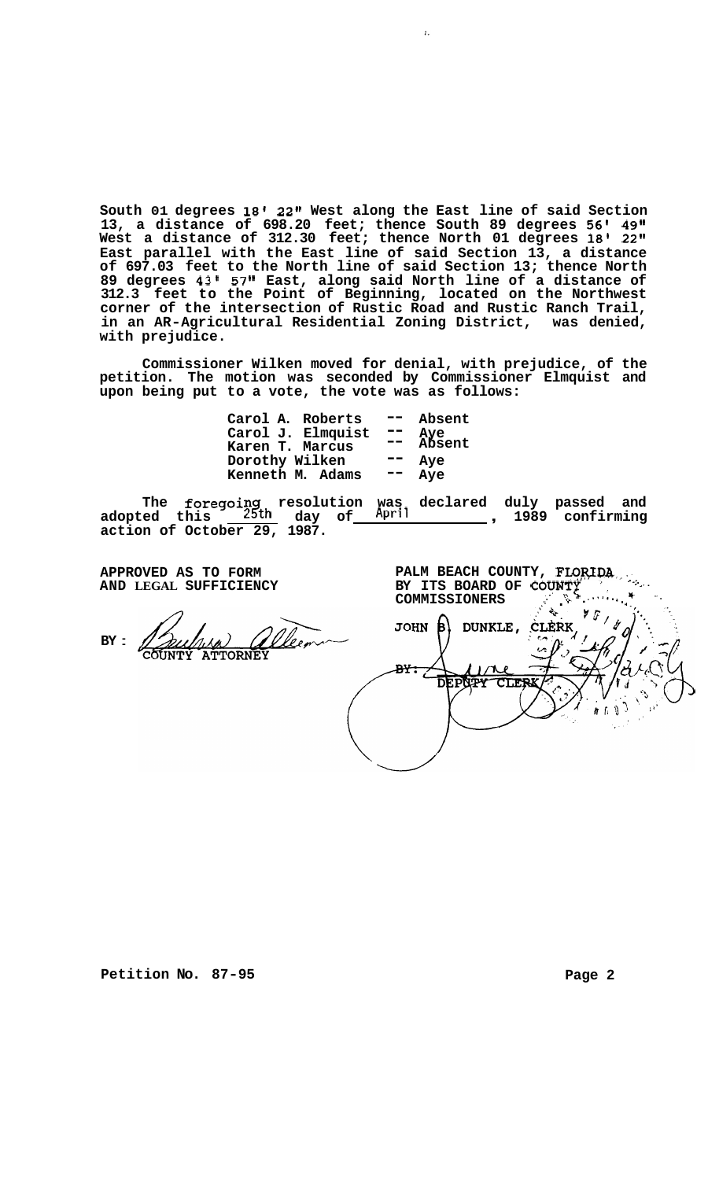South 01 degrees 18' 22" West along the East line of said Section 13, a distance of 698.20 feet; thence South 89 degrees 56' 49" West a distance of 312.30 feet; thence North 01 degrees 18' 22" East parallel with the East line of said Section 13, a distance of 697.03 feet to the North line of said Section 13; thence North 89 degrees 43' 57" East, along said North line of a distance of 312.3 feet to the Point of Beginning, located on the Northwest corner of the intersection of Rustic Road and Rustic Ranch Trail, in an AR-Agricultural Residential Zoning District, was denied, with prejudice.

Commissioner Wilken moved for denial, with prejudice, of the petition. The motion was seconded by Commissioner Elmquist and upon being put to a vote, the vote was as follows:

| | | |
|---|---|---|
| Carol A. Roberts | -- | Absent |
| Carol J. Elmquist | -- | Aye |
| Karen T. Marcus | -- | Absent |
| Dorothy Wilken | -- | Aye |
| Kenneth M. Adams | -- | Aye |

The foregoing resolution was declared duly passed and adopted this 25th day of April, 1989 confirming action of October 29, 1987.

APPROVED AS TO FORM AND LEGAL SUFFICIENCY

BY: COUNTY ATTORNEY

PALM BEACH COUNTY, FLORIDA BY ITS BOARD OF COUNTY COMMISSIONERS

JOHN B. DUNKLE, CLERK

BY: DEPUTY CLERK

Petition No. 87-95